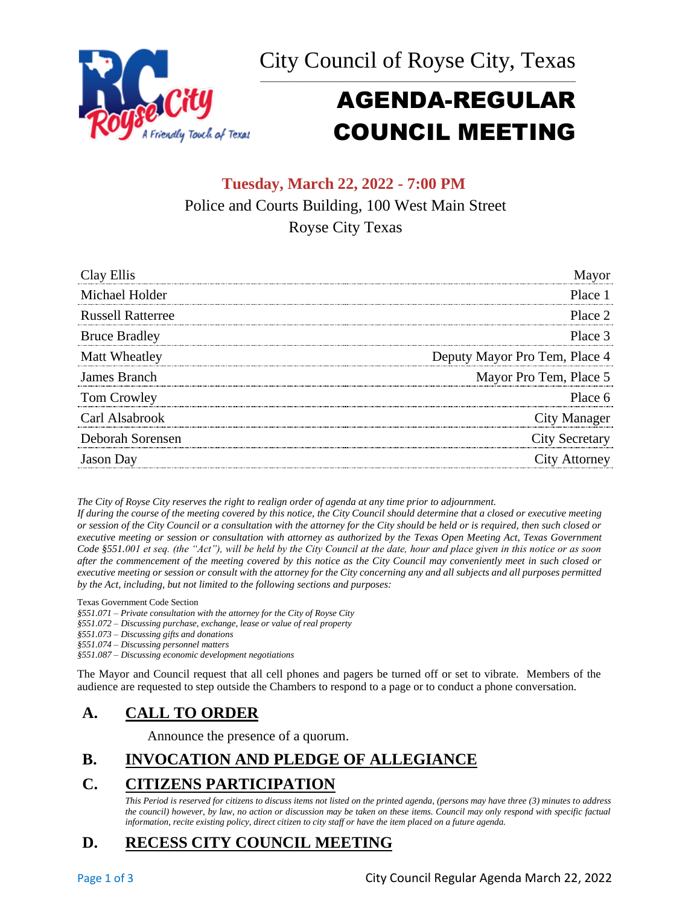City Council of Royse City, Texas

# AGENDA-REGULAR COUNCIL MEETING

**Tuesday, March 22, 2022 - 7:00 PM**

Police and Courts Building, 100 West Main Street

Royse City Texas

| | |
|---|---|
| Clay Ellis | Mayor |
| Michael Holder | Place 1 |
| Russell Ratterree | Place 2 |
| Bruce Bradley | Place 3 |
| Matt Wheatley | Deputy Mayor Pro Tem, Place 4 |
| James Branch | Mayor Pro Tem, Place 5 |
| Tom Crowley | Place 6 |
| Carl Alsabrook | City Manager |
| Deborah Sorensen | City Secretary |
| Jason Day | City Attorney |

*The City of Royse City reserves the right to realign order of agenda at any time prior to adjournment.*
*If during the course of the meeting covered by this notice, the City Council should determine that a closed or executive meeting or session of the City Council or a consultation with the attorney for the City should be held or is required, then such closed or executive meeting or session or consultation with attorney as authorized by the Texas Open Meeting Act, Texas Government Code §551.001 et seq. (the "Act"), will be held by the City Council at the date, hour and place given in this notice or as soon after the commencement of the meeting covered by this notice as the City Council may conveniently meet in such closed or executive meeting or session or consult with the attorney for the City concerning any and all subjects and all purposes permitted by the Act, including, but not limited to the following sections and purposes:*

Texas Government Code Section

*§551.071 – Private consultation with the attorney for the City of Royse City*
*§551.072 – Discussing purchase, exchange, lease or value of real property*
*§551.073 – Discussing gifts and donations*
*§551.074 – Discussing personnel matters*
*§551.087 – Discussing economic development negotiations*

The Mayor and Council request that all cell phones and pagers be turned off or set to vibrate. Members of the audience are requested to step outside the Chambers to respond to a page or to conduct a phone conversation.

## A. CALL TO ORDER

Announce the presence of a quorum.

## B. INVOCATION AND PLEDGE OF ALLEGIANCE

## C. CITIZENS PARTICIPATION

*This Period is reserved for citizens to discuss items not listed on the printed agenda, (persons may have three (3) minutes to address the council) however, by law, no action or discussion may be taken on these items. Council may only respond with specific factual information, recite existing policy, direct citizen to city staff or have the item placed on a future agenda.*

## D. RECESS CITY COUNCIL MEETING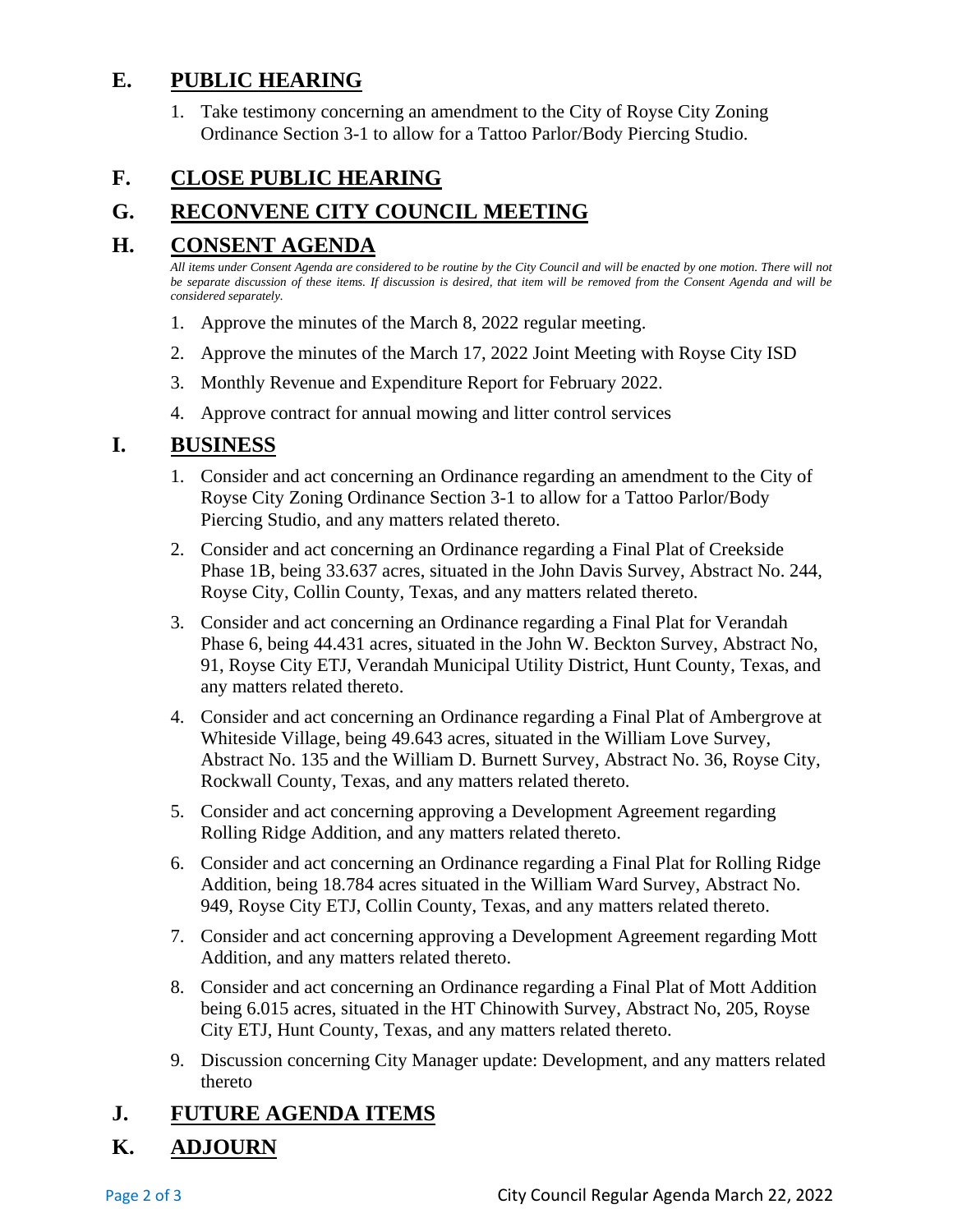## E. PUBLIC HEARING

1. Take testimony concerning an amendment to the City of Royse City Zoning Ordinance Section 3-1 to allow for a Tattoo Parlor/Body Piercing Studio.

## F. CLOSE PUBLIC HEARING

## G. RECONVENE CITY COUNCIL MEETING

## H. CONSENT AGENDA

*All items under Consent Agenda are considered to be routine by the City Council and will be enacted by one motion. There will not be separate discussion of these items. If discussion is desired, that item will be removed from the Consent Agenda and will be considered separately.*

1. Approve the minutes of the March 8, 2022 regular meeting.
2. Approve the minutes of the March 17, 2022 Joint Meeting with Royse City ISD
3. Monthly Revenue and Expenditure Report for February 2022.
4. Approve contract for annual mowing and litter control services

## I. BUSINESS

1. Consider and act concerning an Ordinance regarding an amendment to the City of Royse City Zoning Ordinance Section 3-1 to allow for a Tattoo Parlor/Body Piercing Studio, and any matters related thereto.
2. Consider and act concerning an Ordinance regarding a Final Plat of Creekside Phase 1B, being 33.637 acres, situated in the John Davis Survey, Abstract No. 244, Royse City, Collin County, Texas, and any matters related thereto.
3. Consider and act concerning an Ordinance regarding a Final Plat for Verandah Phase 6, being 44.431 acres, situated in the John W. Beckton Survey, Abstract No, 91, Royse City ETJ, Verandah Municipal Utility District, Hunt County, Texas, and any matters related thereto.
4. Consider and act concerning an Ordinance regarding a Final Plat of Ambergrove at Whiteside Village, being 49.643 acres, situated in the William Love Survey, Abstract No. 135 and the William D. Burnett Survey, Abstract No. 36, Royse City, Rockwall County, Texas, and any matters related thereto.
5. Consider and act concerning approving a Development Agreement regarding Rolling Ridge Addition, and any matters related thereto.
6. Consider and act concerning an Ordinance regarding a Final Plat for Rolling Ridge Addition, being 18.784 acres situated in the William Ward Survey, Abstract No. 949, Royse City ETJ, Collin County, Texas, and any matters related thereto.
7. Consider and act concerning approving a Development Agreement regarding Mott Addition, and any matters related thereto.
8. Consider and act concerning an Ordinance regarding a Final Plat of Mott Addition being 6.015 acres, situated in the HT Chinowith Survey, Abstract No, 205, Royse City ETJ, Hunt County, Texas, and any matters related thereto.
9. Discussion concerning City Manager update: Development, and any matters related thereto

## J. FUTURE AGENDA ITEMS

## K. ADJOURN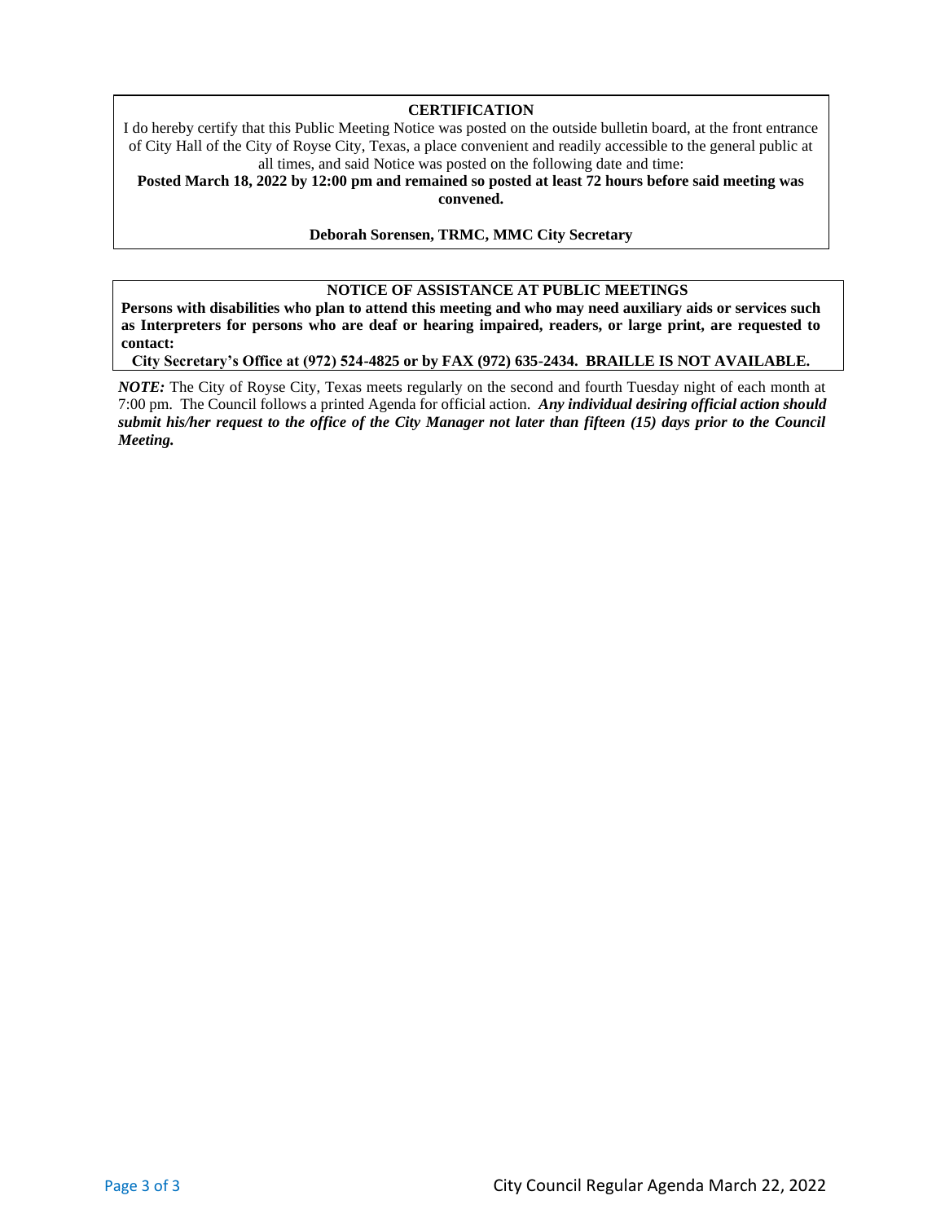**CERTIFICATION**

I do hereby certify that this Public Meeting Notice was posted on the outside bulletin board, at the front entrance of City Hall of the City of Royse City, Texas, a place convenient and readily accessible to the general public at all times, and said Notice was posted on the following date and time:

**Posted March 18, 2022 by 12:00 pm and remained so posted at least 72 hours before said meeting was convened.**

**Deborah Sorensen, TRMC, MMC City Secretary**

**NOTICE OF ASSISTANCE AT PUBLIC MEETINGS**

**Persons with disabilities who plan to attend this meeting and who may need auxiliary aids or services such as Interpreters for persons who are deaf or hearing impaired, readers, or large print, are requested to contact:**

**City Secretary's Office at (972) 524-4825 or by FAX (972) 635-2434. BRAILLE IS NOT AVAILABLE.**

***NOTE:*** The City of Royse City, Texas meets regularly on the second and fourth Tuesday night of each month at 7:00 pm. The Council follows a printed Agenda for official action. ***Any individual desiring official action should submit his/her request to the office of the City Manager not later than fifteen (15) days prior to the Council Meeting.***